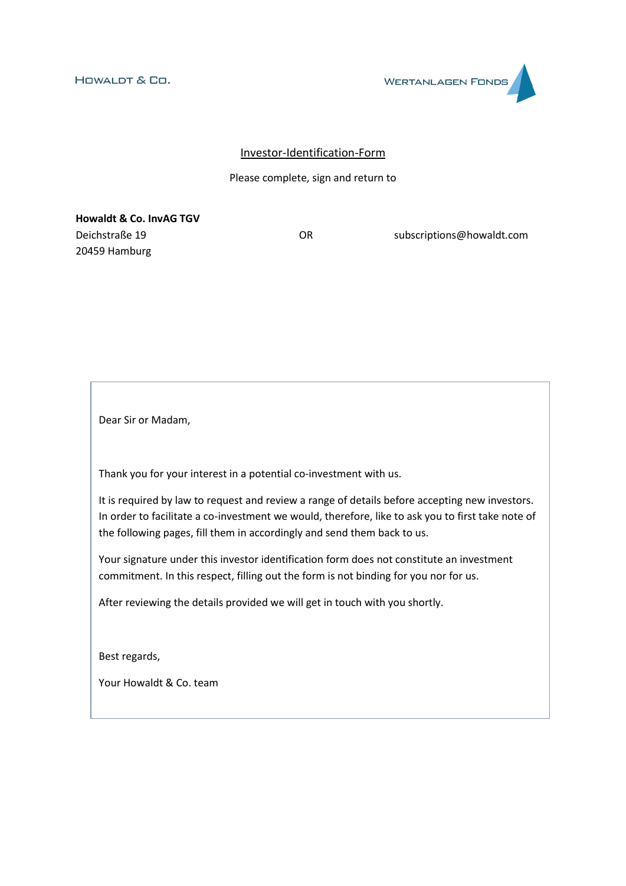HOWALDT & CO. WERTANLAGEN FONDS

# Investor-Identification-Form

Please complete, sign and return to

**Howaldt & Co. InvAG TGV**
Deichstraße 19
20459 Hamburg

OR

subscriptions@howaldt.com

Dear Sir or Madam,

Thank you for your interest in a potential co-investment with us.

It is required by law to request and review a range of details before accepting new investors. In order to facilitate a co-investment we would, therefore, like to ask you to first take note of the following pages, fill them in accordingly and send them back to us.

Your signature under this investor identification form does not constitute an investment commitment. In this respect, filling out the form is not binding for you nor for us.

After reviewing the details provided we will get in touch with you shortly.

Best regards,

Your Howaldt & Co. team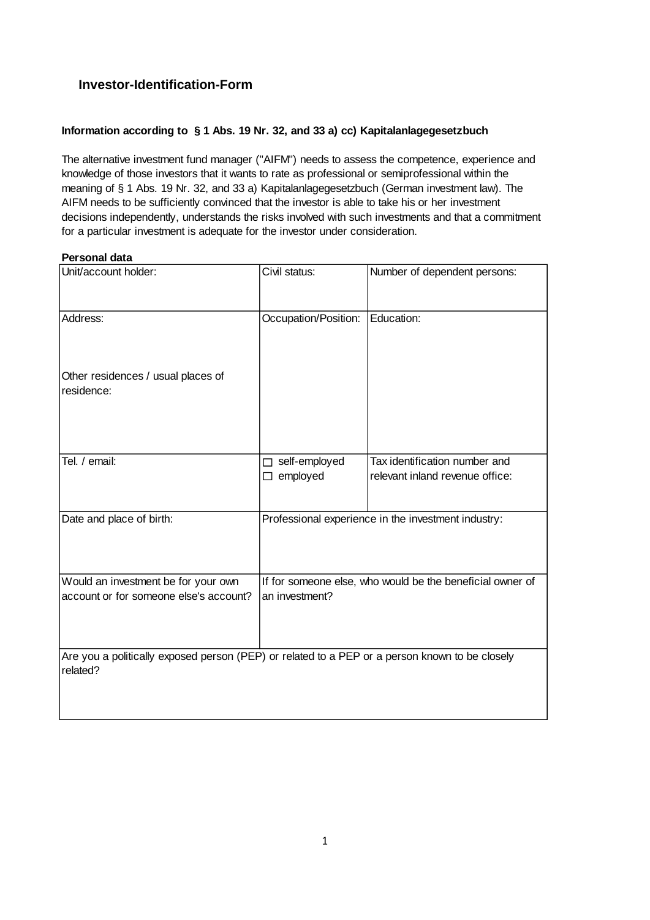## Investor-Identification-Form

**Information according to § 1 Abs. 19 Nr. 32, and 33 a) cc) Kapitalanlagegesetzbuch**

The alternative investment fund manager ("AIFM") needs to assess the competence, experience and knowledge of those investors that it wants to rate as professional or semiprofessional within the meaning of § 1 Abs. 19 Nr. 32, and 33 a) Kapitalanlagegesetzbuch (German investment law). The AIFM needs to be sufficiently convinced that the investor is able to take his or her investment decisions independently, understands the risks involved with such investments and that a commitment for a particular investment is adequate for the investor under consideration.

**Personal data**

| Unit/account holder: | Civil status: | Number of dependent persons: |
|---|---|---|
| Address:<br><br>Other residences / usual places of residence: | Occupation/Position: | Education: |
| Tel. / email: | ☐ self-employed<br>☐ employed | Tax identification number and relevant inland revenue office: |
| Date and place of birth: | Professional experience in the investment industry: | |
| Would an investment be for your own account or for someone else's account? | If for someone else, who would be the beneficial owner of an investment? | |
| Are you a politically exposed person (PEP) or related to a PEP or a person known to be closely related? | | |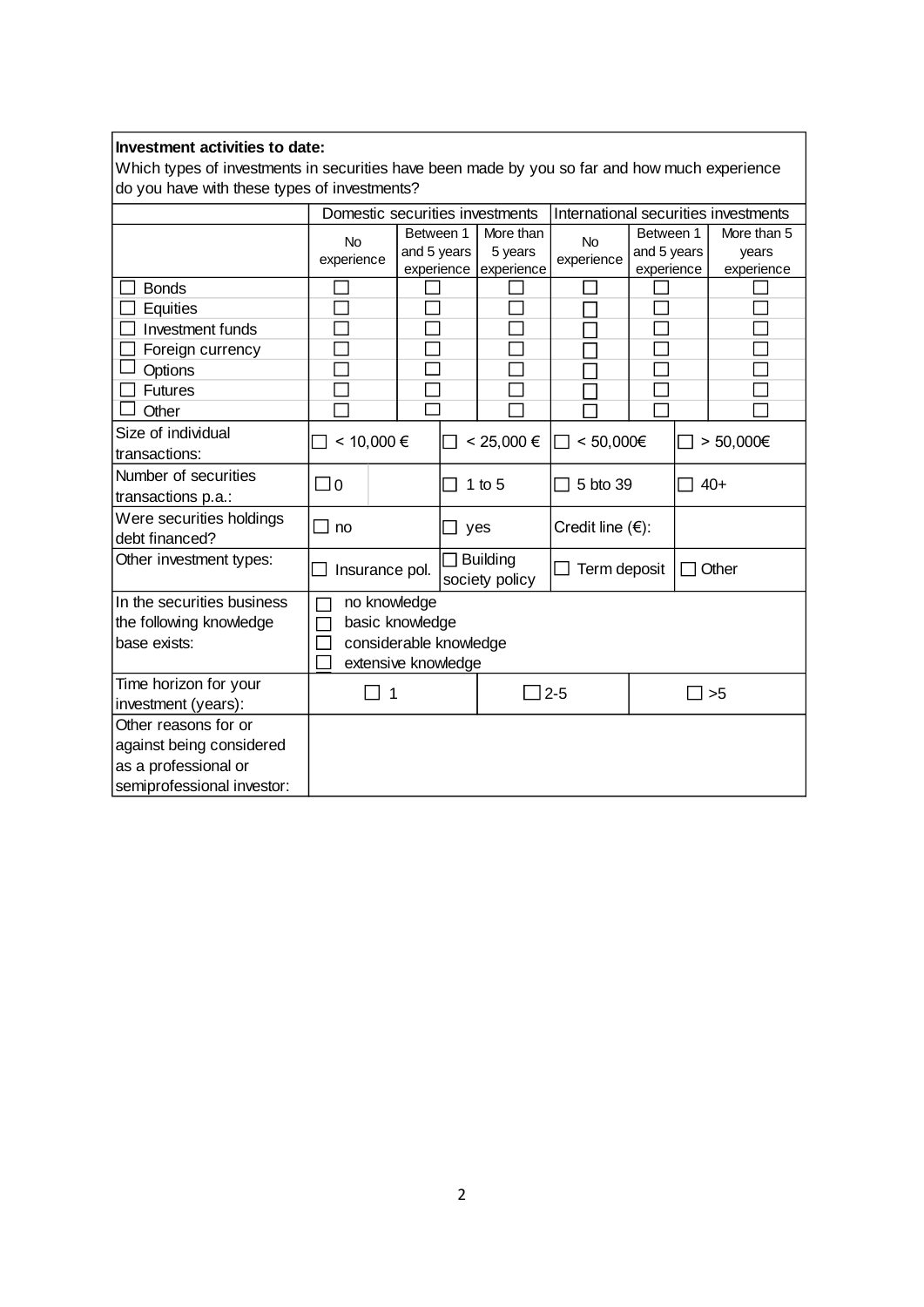**Investment activities to date:**

Which types of investments in securities have been made by you so far and how much experience do you have with these types of investments?

| | Domestic securities investments | | | International securities investments | | |
|---|---|---|---|---|---|---|
| | No experience | Between 1 and 5 years experience | More than 5 years experience | No experience | Between 1 and 5 years experience | More than 5 years experience |
| ☐ Bonds | ☐ | ☐ | ☐ | ☐ | ☐ | ☐ |
| ☐ Equities | ☐ | ☐ | ☐ | ☐ | ☐ | ☐ |
| ☐ Investment funds | ☐ | ☐ | ☐ | ☐ | ☐ | ☐ |
| ☐ Foreign currency | ☐ | ☐ | ☐ | ☐ | ☐ | ☐ |
| ☐ Options | ☐ | ☐ | ☐ | ☐ | ☐ | ☐ |
| ☐ Futures | ☐ | ☐ | ☐ | ☐ | ☐ | ☐ |
| ☐ Other | ☐ | ☐ | ☐ | ☐ | ☐ | ☐ |

| | | | | |
|---|---|---|---|---|
| Size of individual transactions: | ☐ < 10,000 € | ☐ < 25,000 € | ☐ < 50,000€ | ☐ > 50,000€ |
| Number of securities transactions p.a.: | ☐ 0 | ☐ 1 to 5 | ☐ 5 bto 39 | ☐ 40+ |
| Were securities holdings debt financed? | ☐ no | ☐ yes | Credit line (€): | |
| Other investment types: | ☐ Insurance pol. | ☐ Building society policy | ☐ Term deposit | ☐ Other |
| In the securities business the following knowledge base exists: | ☐ no knowledge<br>☐ basic knowledge<br>☐ considerable knowledge<br>☐ extensive knowledge | | | |
| Time horizon for your investment (years): | ☐ 1 | ☐ 2-5 | ☐ >5 | |
| Other reasons for or against being considered as a professional or semiprofessional investor: | | | | |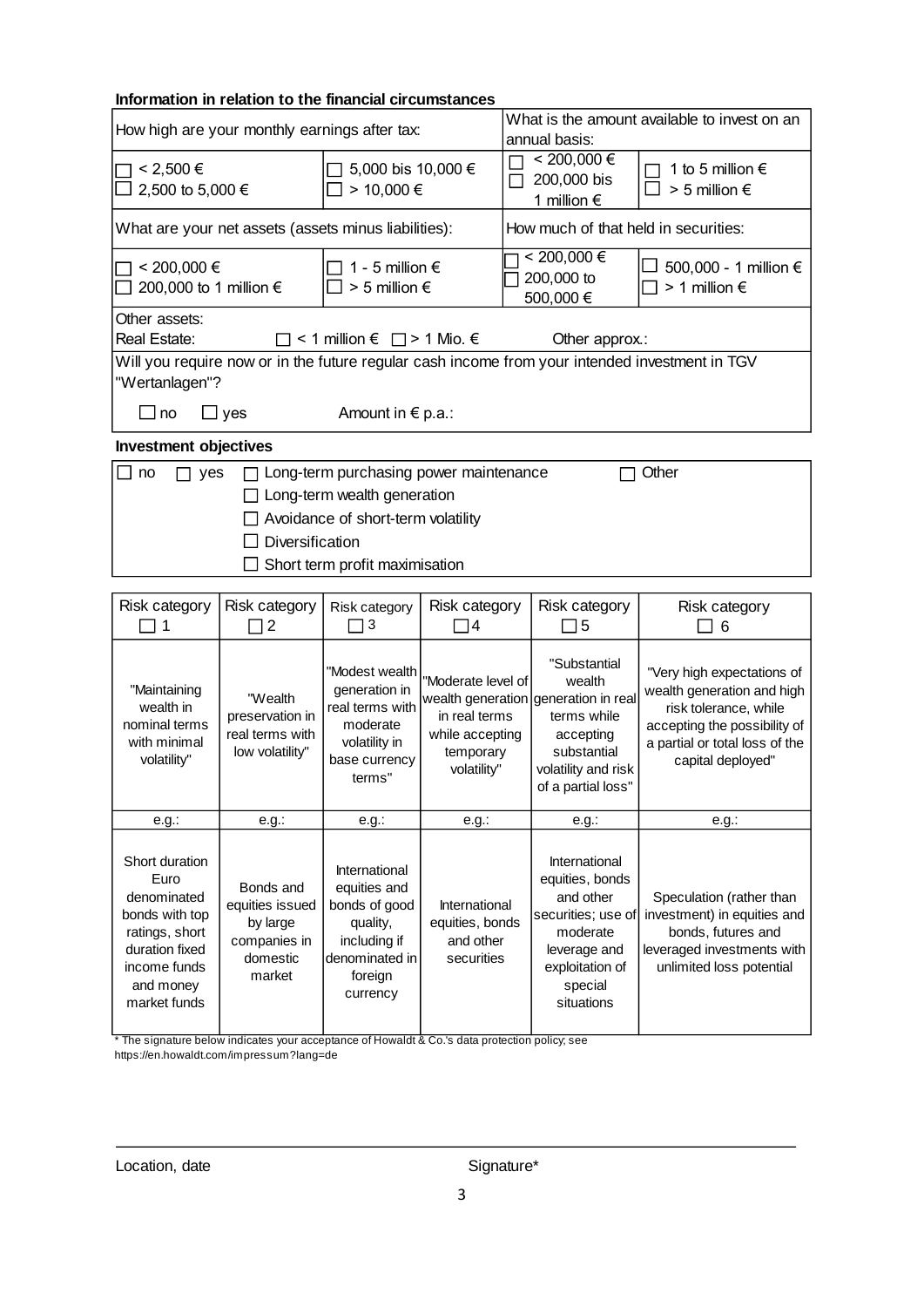**Information in relation to the financial circumstances**

| | | | |
|---|---|---|---|
| How high are your monthly earnings after tax: | | What is the amount available to invest on an annual basis: | |
| ☐ < 2,500 €<br>☐ 2,500 to 5,000 € | ☐ 5,000 bis 10,000 €<br>☐ > 10,000 € | ☐ < 200,000 €<br>☐ 200,000 bis 1 million € | ☐ 1 to 5 million €<br>☐ > 5 million € |
| What are your net assets (assets minus liabilities): | | How much of that held in securities: | |
| ☐ < 200,000 €<br>☐ 200,000 to 1 million € | ☐ 1 - 5 million €<br>☐ > 5 million € | ☐ < 200,000 €<br>☐ 200,000 to 500,000 € | ☐ 500,000 - 1 million €<br>☐ > 1 million € |

Other assets:
Real Estate: ☐ < 1 million € ☐ > 1 Mio. € Other approx.:

Will you require now or in the future regular cash income from your intended investment in TGV "Wertanlagen"?

☐ no ☐ yes Amount in € p.a.:

**Investment objectives**

☐ no ☐ yes
- ☐ Long-term purchasing power maintenance
- ☐ Long-term wealth generation
- ☐ Avoidance of short-term volatility
- ☐ Diversification
- ☐ Short term profit maximisation

☐ Other

| Risk category ☐ 1 | Risk category ☐ 2 | Risk category ☐ 3 | Risk category ☐ 4 | Risk category ☐ 5 | Risk category ☐ 6 |
|---|---|---|---|---|---|
| "Maintaining wealth in nominal terms with minimal volatility" | "Wealth preservation in real terms with low volatility" | "Modest wealth generation in real terms with moderate volatility in base currency terms" | "Moderate level of wealth generation in real terms while accepting temporary volatility" | "Substantial wealth generation in real terms while accepting substantial volatility and risk of a partial loss" | "Very high expectations of wealth generation and high risk tolerance, while accepting the possibility of a partial or total loss of the capital deployed" |
| e.g.: | e.g.: | e.g.: | e.g.: | e.g.: | e.g.: |
| Short duration Euro denominated bonds with top ratings, short duration fixed income funds and money market funds | Bonds and equities issued by large companies in domestic market | International equities and bonds of good quality, including if denominated in foreign currency | International equities, bonds and other securities | International equities, bonds and other securities; use of moderate leverage and exploitation of special situations | Speculation (rather than investment) in equities and bonds, futures and leveraged investments with unlimited loss potential |

* The signature below indicates your acceptance of Howaldt & Co.'s data protection policy; see https://en.howaldt.com/impressum?lang=de

Location, date

Signature*